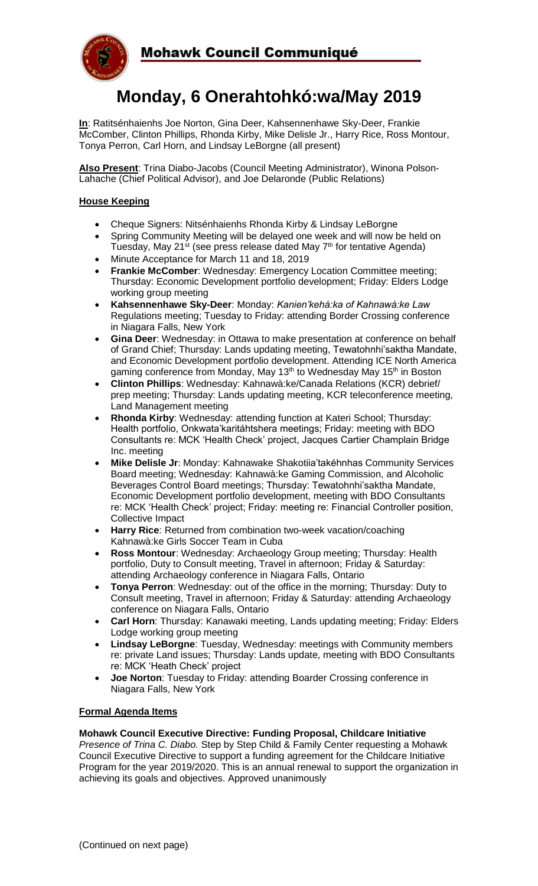# Mohawk Council Communiqué

# Monday, 6 Onerahtohkó:wa/May 2019

**In**: Ratitsénhaienhs Joe Norton, Gina Deer, Kahsennenhawe Sky-Deer, Frankie McComber, Clinton Phillips, Rhonda Kirby, Mike Delisle Jr., Harry Rice, Ross Montour, Tonya Perron, Carl Horn, and Lindsay LeBorgne (all present)

**Also Present**: Trina Diabo-Jacobs (Council Meeting Administrator), Winona Polson-Lahache (Chief Political Advisor), and Joe Delaronde (Public Relations)

## House Keeping

- Cheque Signers: Nitsénhaienhs Rhonda Kirby & Lindsay LeBorgne
- Spring Community Meeting will be delayed one week and will now be held on Tuesday, May 21st (see press release dated May 7th for tentative Agenda)
- Minute Acceptance for March 11 and 18, 2019
- **Frankie McComber**: Wednesday: Emergency Location Committee meeting; Thursday: Economic Development portfolio development; Friday: Elders Lodge working group meeting
- **Kahsennenhawe Sky-Deer**: Monday: *Kanien'kehá:ka of Kahnawà:ke Law* Regulations meeting; Tuesday to Friday: attending Border Crossing conference in Niagara Falls, New York
- **Gina Deer**: Wednesday: in Ottawa to make presentation at conference on behalf of Grand Chief; Thursday: Lands updating meeting, Tewatohnhi'saktha Mandate, and Economic Development portfolio development. Attending ICE North America gaming conference from Monday, May 13th to Wednesday May 15th in Boston
- **Clinton Phillips**: Wednesday: Kahnawà:ke/Canada Relations (KCR) debrief/ prep meeting; Thursday: Lands updating meeting, KCR teleconference meeting, Land Management meeting
- **Rhonda Kirby**: Wednesday: attending function at Kateri School; Thursday: Health portfolio, Onkwata'karitáhtshera meetings; Friday: meeting with BDO Consultants re: MCK 'Health Check' project, Jacques Cartier Champlain Bridge Inc. meeting
- **Mike Delisle Jr**: Monday: Kahnawake Shakotiia'takéhnhas Community Services Board meeting; Wednesday: Kahnawà:ke Gaming Commission, and Alcoholic Beverages Control Board meetings; Thursday: Tewatohnhi'saktha Mandate, Economic Development portfolio development, meeting with BDO Consultants re: MCK 'Health Check' project; Friday: meeting re: Financial Controller position, Collective Impact
- **Harry Rice**: Returned from combination two-week vacation/coaching Kahnawà:ke Girls Soccer Team in Cuba
- **Ross Montour**: Wednesday: Archaeology Group meeting; Thursday: Health portfolio, Duty to Consult meeting, Travel in afternoon; Friday & Saturday: attending Archaeology conference in Niagara Falls, Ontario
- **Tonya Perron**: Wednesday: out of the office in the morning; Thursday: Duty to Consult meeting, Travel in afternoon; Friday & Saturday: attending Archaeology conference on Niagara Falls, Ontario
- **Carl Horn**: Thursday: Kanawaki meeting, Lands updating meeting; Friday: Elders Lodge working group meeting
- **Lindsay LeBorgne**: Tuesday, Wednesday: meetings with Community members re: private Land issues; Thursday: Lands update, meeting with BDO Consultants re: MCK 'Heath Check' project
- **Joe Norton**: Tuesday to Friday: attending Boarder Crossing conference in Niagara Falls, New York

## Formal Agenda Items

### Mohawk Council Executive Directive: Funding Proposal, Childcare Initiative

*Presence of Trina C. Diabo.* Step by Step Child & Family Center requesting a Mohawk Council Executive Directive to support a funding agreement for the Childcare Initiative Program for the year 2019/2020. This is an annual renewal to support the organization in achieving its goals and objectives. Approved unanimously

(Continued on next page)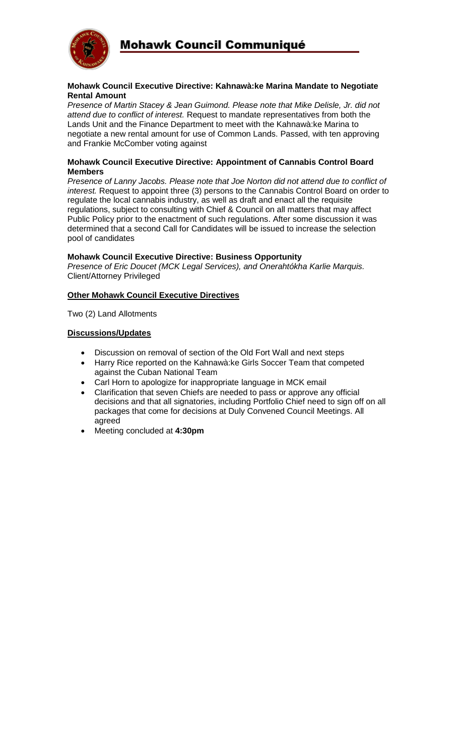**Mohawk Council Executive Directive: Kahnawà:ke Marina Mandate to Negotiate Rental Amount**

*Presence of Martin Stacey & Jean Guimond. Please note that Mike Delisle, Jr. did not attend due to conflict of interest.* Request to mandate representatives from both the Lands Unit and the Finance Department to meet with the Kahnawà:ke Marina to negotiate a new rental amount for use of Common Lands. Passed, with ten approving and Frankie McComber voting against

**Mohawk Council Executive Directive: Appointment of Cannabis Control Board Members**

*Presence of Lanny Jacobs. Please note that Joe Norton did not attend due to conflict of interest.* Request to appoint three (3) persons to the Cannabis Control Board on order to regulate the local cannabis industry, as well as draft and enact all the requisite regulations, subject to consulting with Chief & Council on all matters that may affect Public Policy prior to the enactment of such regulations. After some discussion it was determined that a second Call for Candidates will be issued to increase the selection pool of candidates

**Mohawk Council Executive Directive: Business Opportunity**

*Presence of Eric Doucet (MCK Legal Services), and Onerahtókha Karlie Marquis.* Client/Attorney Privileged

**<u>Other Mohawk Council Executive Directives</u>**

Two (2) Land Allotments

**<u>Discussions/Updates</u>**

- Discussion on removal of section of the Old Fort Wall and next steps
- Harry Rice reported on the Kahnawà:ke Girls Soccer Team that competed against the Cuban National Team
- Carl Horn to apologize for inappropriate language in MCK email
- Clarification that seven Chiefs are needed to pass or approve any official decisions and that all signatories, including Portfolio Chief need to sign off on all packages that come for decisions at Duly Convened Council Meetings. All agreed
- Meeting concluded at **4:30pm**